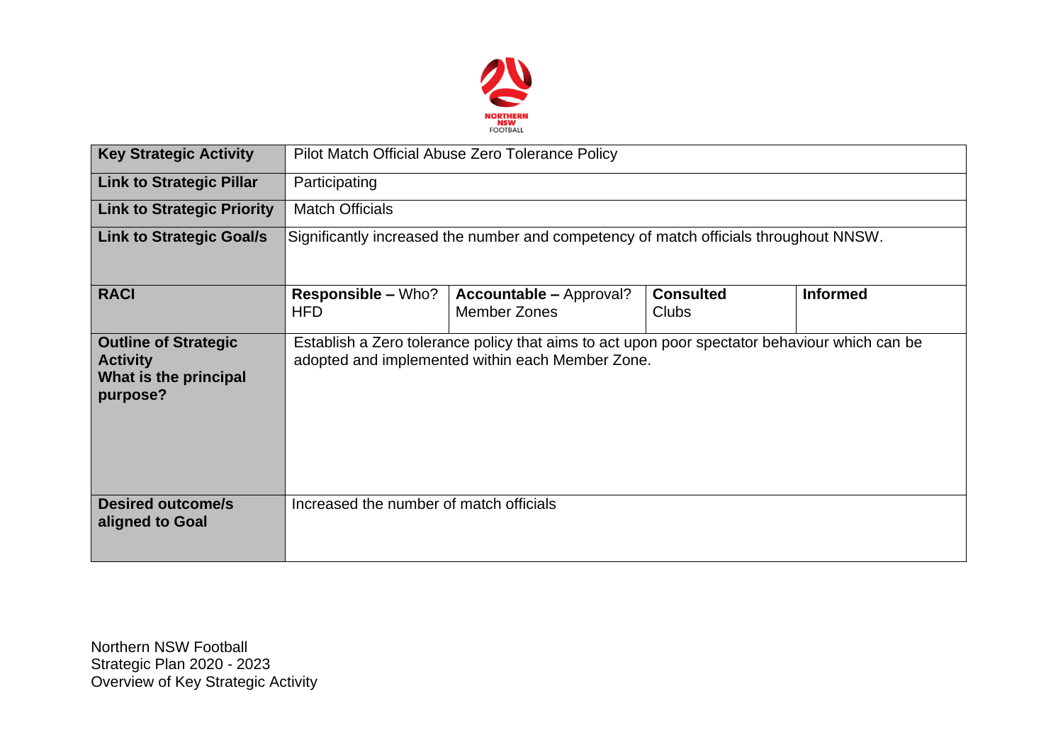| | | | | |
|---|---|---|---|---|
| **Key Strategic Activity** | Pilot Match Official Abuse Zero Tolerance Policy | | | |
| **Link to Strategic Pillar** | Participating | | | |
| **Link to Strategic Priority** | Match Officials | | | |
| **Link to Strategic Goal/s** | Significantly increased the number and competency of match officials throughout NNSW. | | | |
| **RACI** | **Responsible –** Who? HFD | **Accountable –** Approval? Member Zones | **Consulted** Clubs | **Informed** |
| **Outline of Strategic Activity What is the principal purpose?** | Establish a Zero tolerance policy that aims to act upon poor spectator behaviour which can be adopted and implemented within each Member Zone. | | | |
| **Desired outcome/s aligned to Goal** | Increased the number of match officials | | | |

Northern NSW Football
Strategic Plan 2020 - 2023
Overview of Key Strategic Activity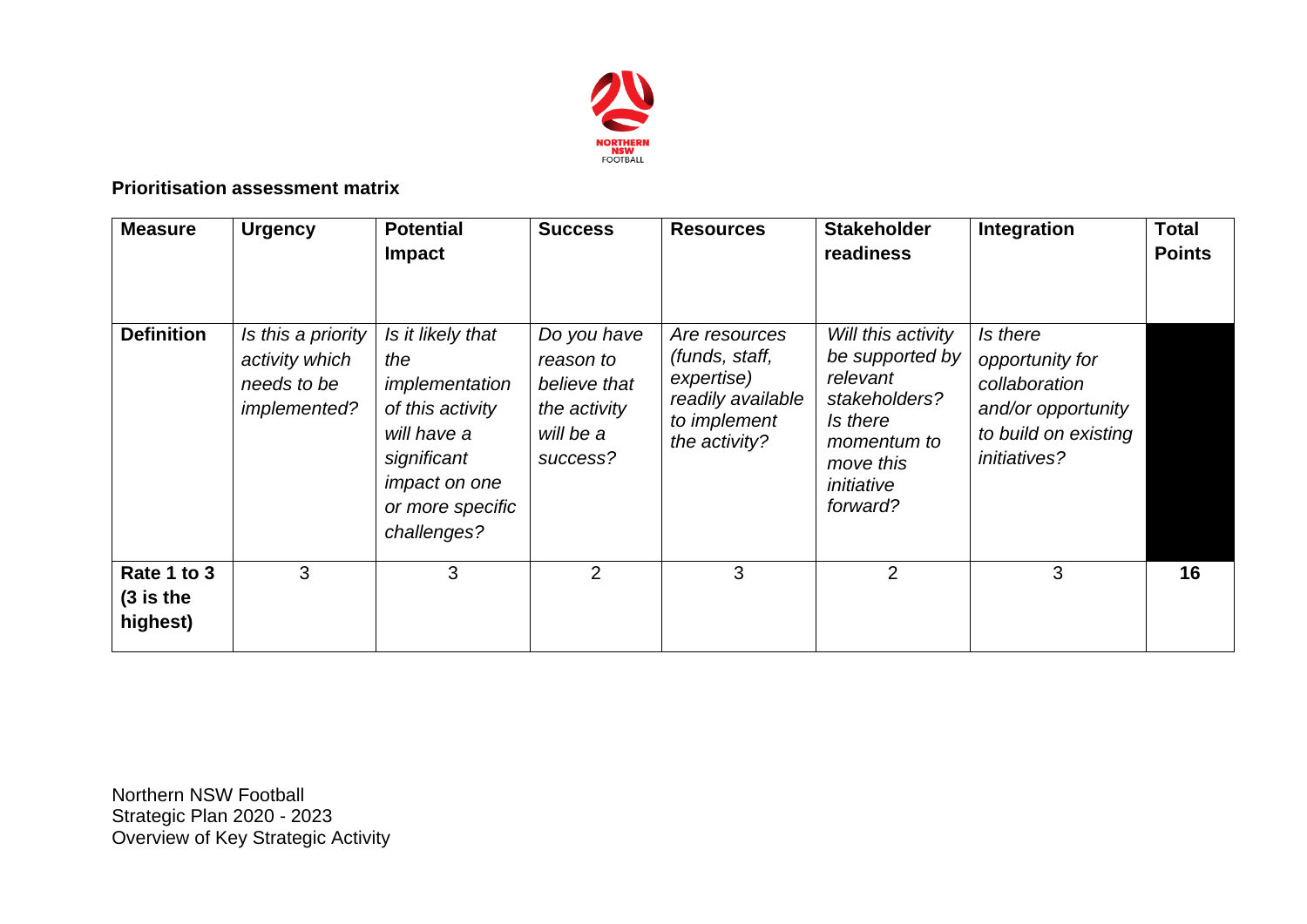**Prioritisation assessment matrix**

| Measure | Urgency | Potential Impact | Success | Resources | Stakeholder readiness | Integration | Total Points |
|---|---|---|---|---|---|---|---|
| **Definition** | *Is this a priority activity which needs to be implemented?* | *Is it likely that the implementation of this activity will have a significant impact on one or more specific challenges?* | *Do you have reason to believe that the activity will be a success?* | *Are resources (funds, staff, expertise) readily available to implement the activity?* | *Will this activity be supported by relevant stakeholders? Is there momentum to move this initiative forward?* | *Is there opportunity for collaboration and/or opportunity to build on existing initiatives?* | |
| **Rate 1 to 3 (3 is the highest)** | 3 | 3 | 2 | 3 | 2 | 3 | **16** |

Northern NSW Football
Strategic Plan 2020 - 2023
Overview of Key Strategic Activity